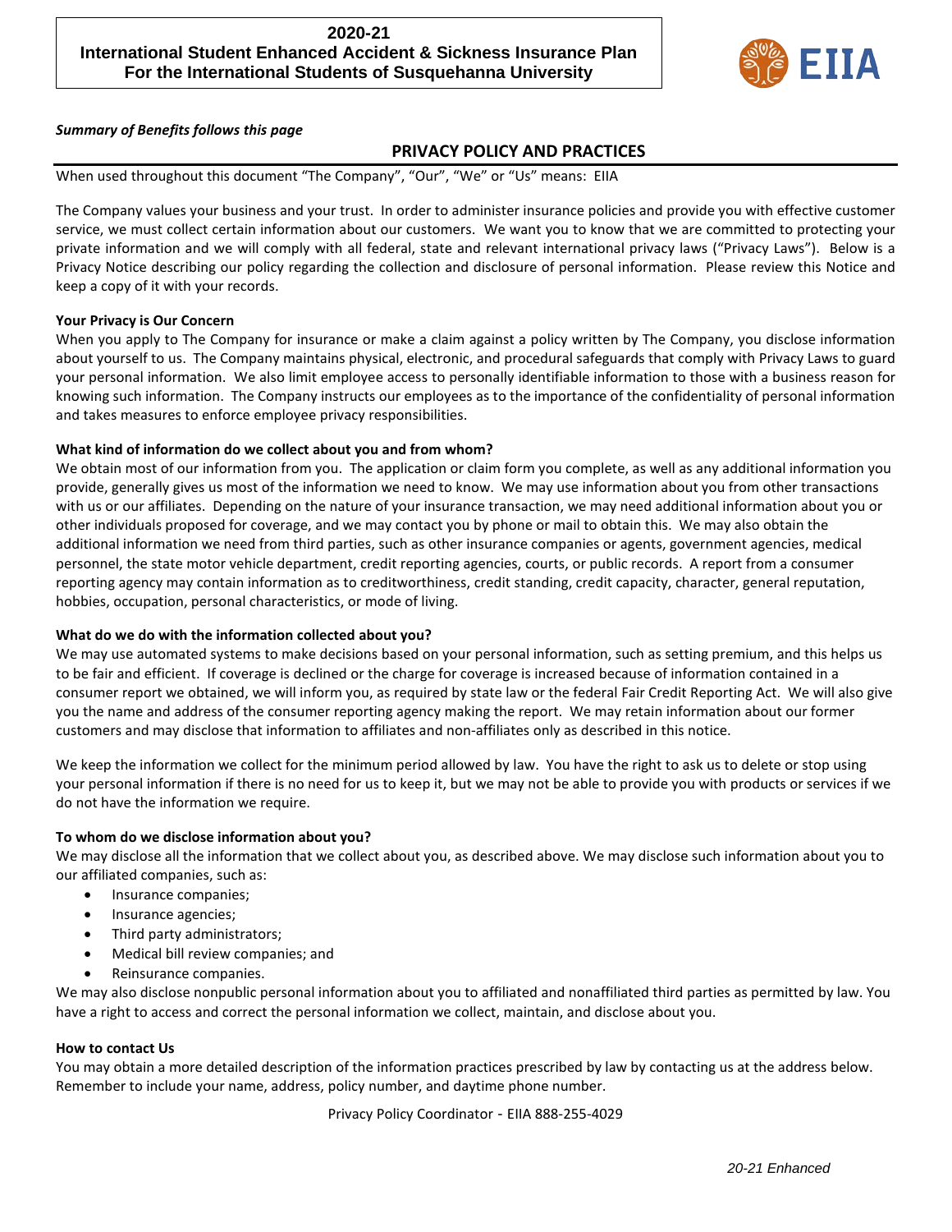**2020-21**
**International Student Enhanced Accident & Sickness Insurance Plan**
**For the International Students of Susquehanna University**

EIIA

***Summary of Benefits follows this page***

## PRIVACY POLICY AND PRACTICES

When used throughout this document "The Company", "Our", "We" or "Us" means: EIIA

The Company values your business and your trust. In order to administer insurance policies and provide you with effective customer service, we must collect certain information about our customers. We want you to know that we are committed to protecting your private information and we will comply with all federal, state and relevant international privacy laws ("Privacy Laws"). Below is a Privacy Notice describing our policy regarding the collection and disclosure of personal information. Please review this Notice and keep a copy of it with your records.

**Your Privacy is Our Concern**

When you apply to The Company for insurance or make a claim against a policy written by The Company, you disclose information about yourself to us. The Company maintains physical, electronic, and procedural safeguards that comply with Privacy Laws to guard your personal information. We also limit employee access to personally identifiable information to those with a business reason for knowing such information. The Company instructs our employees as to the importance of the confidentiality of personal information and takes measures to enforce employee privacy responsibilities.

**What kind of information do we collect about you and from whom?**

We obtain most of our information from you. The application or claim form you complete, as well as any additional information you provide, generally gives us most of the information we need to know. We may use information about you from other transactions with us or our affiliates. Depending on the nature of your insurance transaction, we may need additional information about you or other individuals proposed for coverage, and we may contact you by phone or mail to obtain this. We may also obtain the additional information we need from third parties, such as other insurance companies or agents, government agencies, medical personnel, the state motor vehicle department, credit reporting agencies, courts, or public records. A report from a consumer reporting agency may contain information as to creditworthiness, credit standing, credit capacity, character, general reputation, hobbies, occupation, personal characteristics, or mode of living.

**What do we do with the information collected about you?**

We may use automated systems to make decisions based on your personal information, such as setting premium, and this helps us to be fair and efficient. If coverage is declined or the charge for coverage is increased because of information contained in a consumer report we obtained, we will inform you, as required by state law or the federal Fair Credit Reporting Act. We will also give you the name and address of the consumer reporting agency making the report. We may retain information about our former customers and may disclose that information to affiliates and non-affiliates only as described in this notice.

We keep the information we collect for the minimum period allowed by law. You have the right to ask us to delete or stop using your personal information if there is no need for us to keep it, but we may not be able to provide you with products or services if we do not have the information we require.

**To whom do we disclose information about you?**

We may disclose all the information that we collect about you, as described above. We may disclose such information about you to our affiliated companies, such as:

- Insurance companies;
- Insurance agencies;
- Third party administrators;
- Medical bill review companies; and
- Reinsurance companies.

We may also disclose nonpublic personal information about you to affiliated and nonaffiliated third parties as permitted by law. You have a right to access and correct the personal information we collect, maintain, and disclose about you.

**How to contact Us**

You may obtain a more detailed description of the information practices prescribed by law by contacting us at the address below. Remember to include your name, address, policy number, and daytime phone number.

Privacy Policy Coordinator - EIIA 888-255-4029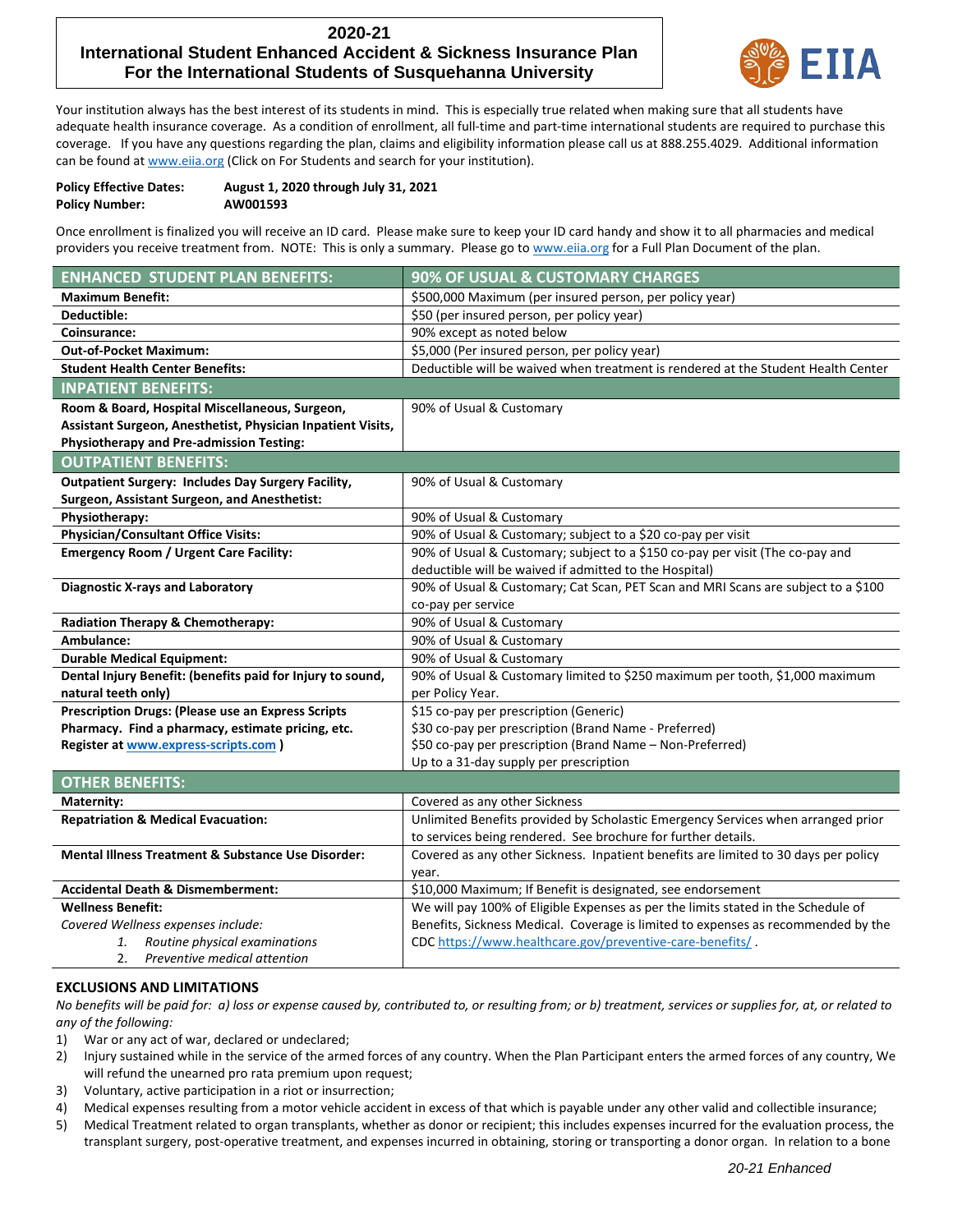# 2020-21 International Student Enhanced Accident & Sickness Insurance Plan For the International Students of Susquehanna University

EIIA

Your institution always has the best interest of its students in mind. This is especially true related when making sure that all students have adequate health insurance coverage. As a condition of enrollment, all full-time and part-time international students are required to purchase this coverage. If you have any questions regarding the plan, claims and eligibility information please call us at 888.255.4029. Additional information can be found at www.eiia.org (Click on For Students and search for your institution).

**Policy Effective Dates:** **August 1, 2020 through July 31, 2021**
**Policy Number:** **AW001593**

Once enrollment is finalized you will receive an ID card. Please make sure to keep your ID card handy and show it to all pharmacies and medical providers you receive treatment from. NOTE: This is only a summary. Please go to www.eiia.org for a Full Plan Document of the plan.

| ENHANCED STUDENT PLAN BENEFITS: | 90% OF USUAL & CUSTOMARY CHARGES |
|---|---|
| **Maximum Benefit:** | $500,000 Maximum (per insured person, per policy year) |
| **Deductible:** | $50 (per insured person, per policy year) |
| **Coinsurance:** | 90% except as noted below |
| **Out-of-Pocket Maximum:** | $5,000 (Per insured person, per policy year) |
| **Student Health Center Benefits:** | Deductible will be waived when treatment is rendered at the Student Health Center |
| **INPATIENT BENEFITS:** | |
| **Room & Board, Hospital Miscellaneous, Surgeon, Assistant Surgeon, Anesthetist, Physician Inpatient Visits, Physiotherapy and Pre-admission Testing:** | 90% of Usual & Customary |
| **OUTPATIENT BENEFITS:** | |
| **Outpatient Surgery: Includes Day Surgery Facility, Surgeon, Assistant Surgeon, and Anesthetist:** | 90% of Usual & Customary |
| **Physiotherapy:** | 90% of Usual & Customary |
| **Physician/Consultant Office Visits:** | 90% of Usual & Customary; subject to a $20 co-pay per visit |
| **Emergency Room / Urgent Care Facility:** | 90% of Usual & Customary; subject to a $150 co-pay per visit (The co-pay and deductible will be waived if admitted to the Hospital) |
| **Diagnostic X-rays and Laboratory** | 90% of Usual & Customary; Cat Scan, PET Scan and MRI Scans are subject to a $100 co-pay per service |
| **Radiation Therapy & Chemotherapy:** | 90% of Usual & Customary |
| **Ambulance:** | 90% of Usual & Customary |
| **Durable Medical Equipment:** | 90% of Usual & Customary |
| **Dental Injury Benefit: (benefits paid for Injury to sound, natural teeth only)** | 90% of Usual & Customary limited to $250 maximum per tooth, $1,000 maximum per Policy Year. |
| **Prescription Drugs: (Please use an Express Scripts Pharmacy. Find a pharmacy, estimate pricing, etc. Register at www.express-scripts.com )** | $15 co-pay per prescription (Generic)<br>$30 co-pay per prescription (Brand Name - Preferred)<br>$50 co-pay per prescription (Brand Name – Non-Preferred)<br>Up to a 31-day supply per prescription |
| **OTHER BENEFITS:** | |
| **Maternity:** | Covered as any other Sickness |
| **Repatriation & Medical Evacuation:** | Unlimited Benefits provided by Scholastic Emergency Services when arranged prior to services being rendered. See brochure for further details. |
| **Mental Illness Treatment & Substance Use Disorder:** | Covered as any other Sickness. Inpatient benefits are limited to 30 days per policy year. |
| **Accidental Death & Dismemberment:** | $10,000 Maximum; If Benefit is designated, see endorsement |
| **Wellness Benefit:**<br>*Covered Wellness expenses include:*<br>1. *Routine physical examinations*<br>2. *Preventive medical attention* | We will pay 100% of Eligible Expenses as per the limits stated in the Schedule of Benefits, Sickness Medical. Coverage is limited to expenses as recommended by the CDC https://www.healthcare.gov/preventive-care-benefits/ . |

## EXCLUSIONS AND LIMITATIONS

*No benefits will be paid for: a) loss or expense caused by, contributed to, or resulting from; or b) treatment, services or supplies for, at, or related to any of the following:*

1) War or any act of war, declared or undeclared;
2) Injury sustained while in the service of the armed forces of any country. When the Plan Participant enters the armed forces of any country, We will refund the unearned pro rata premium upon request;
3) Voluntary, active participation in a riot or insurrection;
4) Medical expenses resulting from a motor vehicle accident in excess of that which is payable under any other valid and collectible insurance;
5) Medical Treatment related to organ transplants, whether as donor or recipient; this includes expenses incurred for the evaluation process, the transplant surgery, post-operative treatment, and expenses incurred in obtaining, storing or transporting a donor organ. In relation to a bone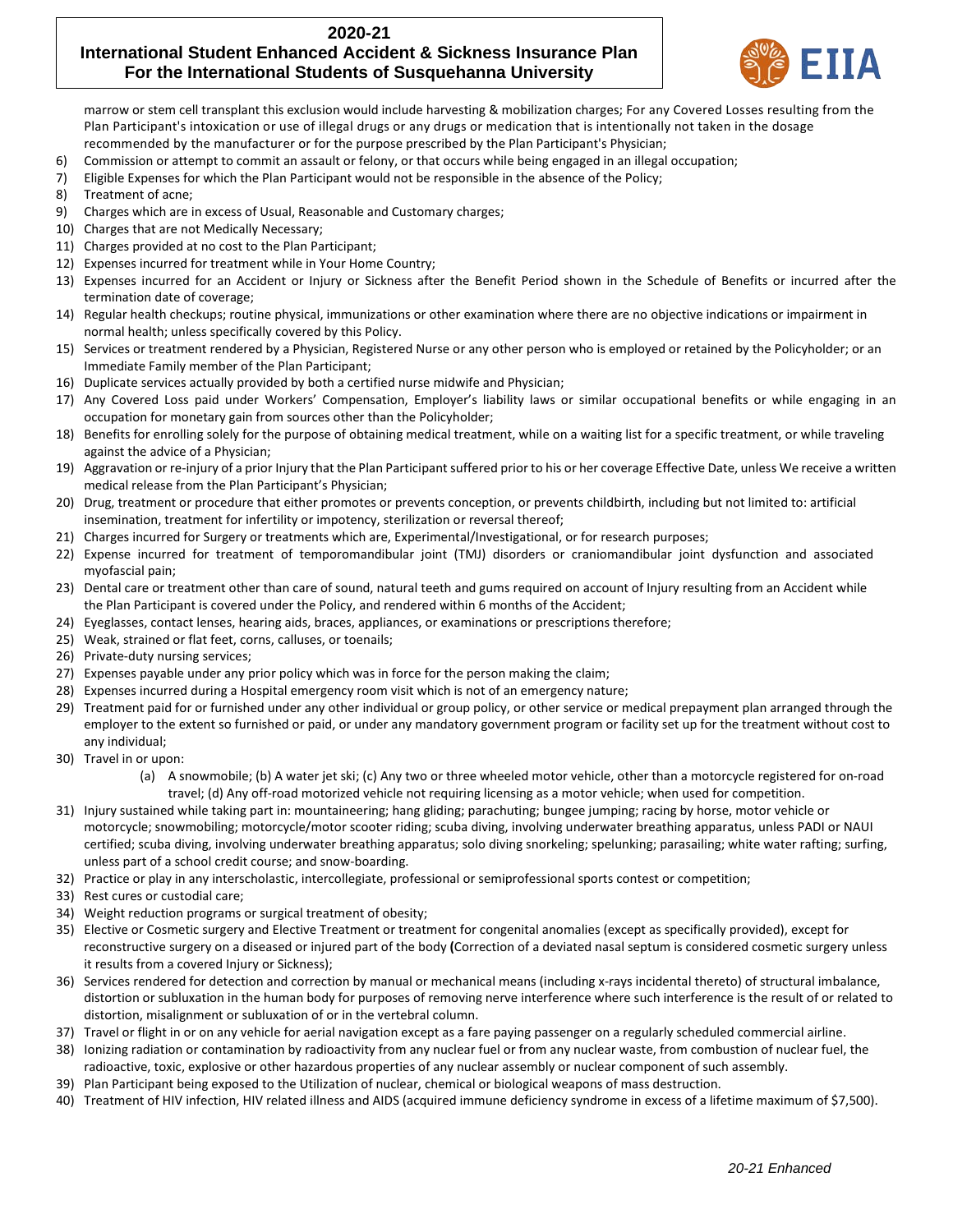marrow or stem cell transplant this exclusion would include harvesting & mobilization charges; For any Covered Losses resulting from the Plan Participant's intoxication or use of illegal drugs or any drugs or medication that is intentionally not taken in the dosage recommended by the manufacturer or for the purpose prescribed by the Plan Participant's Physician;

6) Commission or attempt to commit an assault or felony, or that occurs while being engaged in an illegal occupation;
7) Eligible Expenses for which the Plan Participant would not be responsible in the absence of the Policy;
8) Treatment of acne;
9) Charges which are in excess of Usual, Reasonable and Customary charges;
10) Charges that are not Medically Necessary;
11) Charges provided at no cost to the Plan Participant;
12) Expenses incurred for treatment while in Your Home Country;
13) Expenses incurred for an Accident or Injury or Sickness after the Benefit Period shown in the Schedule of Benefits or incurred after the termination date of coverage;
14) Regular health checkups; routine physical, immunizations or other examination where there are no objective indications or impairment in normal health; unless specifically covered by this Policy.
15) Services or treatment rendered by a Physician, Registered Nurse or any other person who is employed or retained by the Policyholder; or an Immediate Family member of the Plan Participant;
16) Duplicate services actually provided by both a certified nurse midwife and Physician;
17) Any Covered Loss paid under Workers' Compensation, Employer's liability laws or similar occupational benefits or while engaging in an occupation for monetary gain from sources other than the Policyholder;
18) Benefits for enrolling solely for the purpose of obtaining medical treatment, while on a waiting list for a specific treatment, or while traveling against the advice of a Physician;
19) Aggravation or re-injury of a prior Injury that the Plan Participant suffered prior to his or her coverage Effective Date, unless We receive a written medical release from the Plan Participant's Physician;
20) Drug, treatment or procedure that either promotes or prevents conception, or prevents childbirth, including but not limited to: artificial insemination, treatment for infertility or impotency, sterilization or reversal thereof;
21) Charges incurred for Surgery or treatments which are, Experimental/Investigational, or for research purposes;
22) Expense incurred for treatment of temporomandibular joint (TMJ) disorders or craniomandibular joint dysfunction and associated myofascial pain;
23) Dental care or treatment other than care of sound, natural teeth and gums required on account of Injury resulting from an Accident while the Plan Participant is covered under the Policy, and rendered within 6 months of the Accident;
24) Eyeglasses, contact lenses, hearing aids, braces, appliances, or examinations or prescriptions therefore;
25) Weak, strained or flat feet, corns, calluses, or toenails;
26) Private-duty nursing services;
27) Expenses payable under any prior policy which was in force for the person making the claim;
28) Expenses incurred during a Hospital emergency room visit which is not of an emergency nature;
29) Treatment paid for or furnished under any other individual or group policy, or other service or medical prepayment plan arranged through the employer to the extent so furnished or paid, or under any mandatory government program or facility set up for the treatment without cost to any individual;
30) Travel in or upon:
    (a) A snowmobile; (b) A water jet ski; (c) Any two or three wheeled motor vehicle, other than a motorcycle registered for on-road travel; (d) Any off-road motorized vehicle not requiring licensing as a motor vehicle; when used for competition.
31) Injury sustained while taking part in: mountaineering; hang gliding; parachuting; bungee jumping; racing by horse, motor vehicle or motorcycle; snowmobiling; motorcycle/motor scooter riding; scuba diving, involving underwater breathing apparatus, unless PADI or NAUI certified; scuba diving, involving underwater breathing apparatus; solo diving snorkeling; spelunking; parasailing; white water rafting; surfing, unless part of a school credit course; and snow-boarding.
32) Practice or play in any interscholastic, intercollegiate, professional or semiprofessional sports contest or competition;
33) Rest cures or custodial care;
34) Weight reduction programs or surgical treatment of obesity;
35) Elective or Cosmetic surgery and Elective Treatment or treatment for congenital anomalies (except as specifically provided), except for reconstructive surgery on a diseased or injured part of the body **(**Correction of a deviated nasal septum is considered cosmetic surgery unless it results from a covered Injury or Sickness);
36) Services rendered for detection and correction by manual or mechanical means (including x-rays incidental thereto) of structural imbalance, distortion or subluxation in the human body for purposes of removing nerve interference where such interference is the result of or related to distortion, misalignment or subluxation of or in the vertebral column.
37) Travel or flight in or on any vehicle for aerial navigation except as a fare paying passenger on a regularly scheduled commercial airline.
38) Ionizing radiation or contamination by radioactivity from any nuclear fuel or from any nuclear waste, from combustion of nuclear fuel, the radioactive, toxic, explosive or other hazardous properties of any nuclear assembly or nuclear component of such assembly.
39) Plan Participant being exposed to the Utilization of nuclear, chemical or biological weapons of mass destruction.
40) Treatment of HIV infection, HIV related illness and AIDS (acquired immune deficiency syndrome in excess of a lifetime maximum of $7,500).